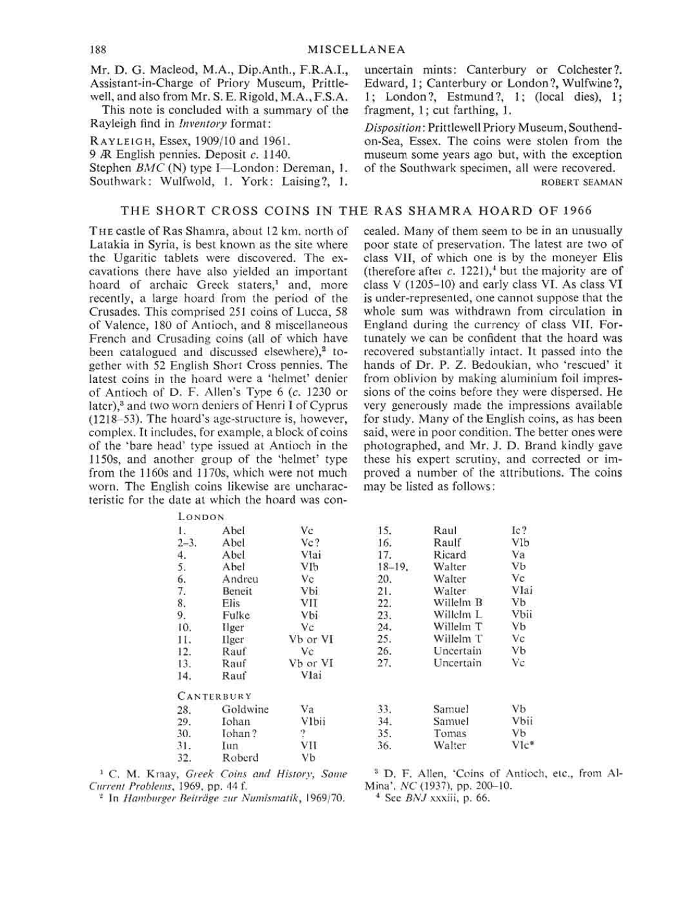Mr. D. G. Macleod, M.A., Dip.Anth., F.R.A.I., Assistant-in-Charge of Priory Museum, Prittlewell, and also from Mr. S. E. Rigold, M.A., F.S.A.

This note is concluded with a summary of the Rayleigh find in *Inventory* format:

RAYLEIGH, Essex, 1909/10 and 1961.
9 AR English pennies. Deposit *c.* 1140.
Stephen *BMC* (N) type I—London: Dereman, 1. Southwark: Wulfwold, 1. York: Laising?, 1. uncertain mints: Canterbury or Colchester?. Edward, 1; Canterbury or London?, Wulfwine?, 1; London?, Estmund?, 1; (local dies), 1; fragment, 1; cut farthing, 1.

*Disposition*: Prittlewell Priory Museum, Southend-on-Sea, Essex. The coins were stolen from the museum some years ago but, with the exception of the Southwark specimen, all were recovered.

ROBERT SEAMAN

## THE SHORT CROSS COINS IN THE RAS SHAMRA HOARD OF 1966

THE castle of Ras Shamra, about 12 km. north of Latakia in Syria, is best known as the site where the Ugaritic tablets were discovered. The excavations there have also yielded an important hoard of archaic Greek staters,[1] and, more recently, a large hoard from the period of the Crusades. This comprised 251 coins of Lucca, 58 of Valence, 180 of Antioch, and 8 miscellaneous French and Crusading coins (all of which have been catalogued and discussed elsewhere),[2] together with 52 English Short Cross pennies. The latest coins in the hoard were a 'helmet' denier of Antioch of D. F. Allen's Type 6 (*c.* 1230 or later),[3] and two worn deniers of Henri I of Cyprus (1218–53). The hoard's age-structure is, however, complex. It includes, for example, a block of coins of the 'bare head' type issued at Antioch in the 1150s, and another group of the 'helmet' type from the 1160s and 1170s, which were not much worn. The English coins likewise are uncharacteristic for the date at which the hoard was concealed. Many of them seem to be in an unusually poor state of preservation. The latest are two of class VII, of which one is by the moneyer Elis (therefore after *c.* 1221),[4] but the majority are of class V (1205–10) and early class VI. As class VI is under-represented, one cannot suppose that the whole sum was withdrawn from circulation in England during the currency of class VII. Fortunately we can be confident that the hoard was recovered substantially intact. It passed into the hands of Dr. P. Z. Bedoukian, who 'rescued' it from oblivion by making aluminium foil impressions of the coins before they were dispersed. He very generously made the impressions available for study. Many of the English coins, as has been said, were in poor condition. The better ones were photographed, and Mr. J. D. Brand kindly gave these his expert scrutiny, and corrected or improved a number of the attributions. The coins may be listed as follows:

| | | | | | |
|---|---|---|---|---|---|
| LONDON | | | | | |
| 1. | Abel | Vc | 15. | Raul | Ic? |
| 2–3. | Abel | Vc? | 16. | Raulf | VIb |
| 4. | Abel | VIai | 17. | Ricard | Va |
| 5. | Abel | VIb | 18–19. | Walter | Vb |
| 6. | Andreu | Vc | 20. | Walter | Vc |
| 7. | Beneit | Vbi | 21. | Walter | VIai |
| 8. | Elis | VII | 22. | Willelm B | Vb |
| 9. | Fulke | Vbi | 23. | Willelm L | Vbii |
| 10. | Ilger | Vc | 24. | Willelm T | Vb |
| 11. | Ilger | Vb or VI | 25. | Willelm T | Vc |
| 12. | Rauf | Vc | 26. | Uncertain | Vb |
| 13. | Rauf | Vb or VI | 27. | Uncertain | Vc |
| 14. | Rauf | VIai | | | |
| CANTERBURY | | | | | |
| 28. | Goldwine | Va | 33. | Samuel | Vb |
| 29. | Iohan | VIbii | 34. | Samuel | Vbii |
| 30. | Iohan? | ? | 35. | Tomas | Vb |
| 31. | Iun | VII | 36. | Walter | VIc* |
| 32. | Roberd | Vb | | | |

[1] C. M. Kraay, *Greek Coins and History, Some Current Problems*, 1969, pp. 44 f.

[2] In *Hamburger Beiträge zur Numismatik*, 1969/70.

[3] D. F. Allen, 'Coins of Antioch, etc., from Al-Mina', *NC* (1937), pp. 200–10.

[4] See *BNJ* xxxiii, p. 66.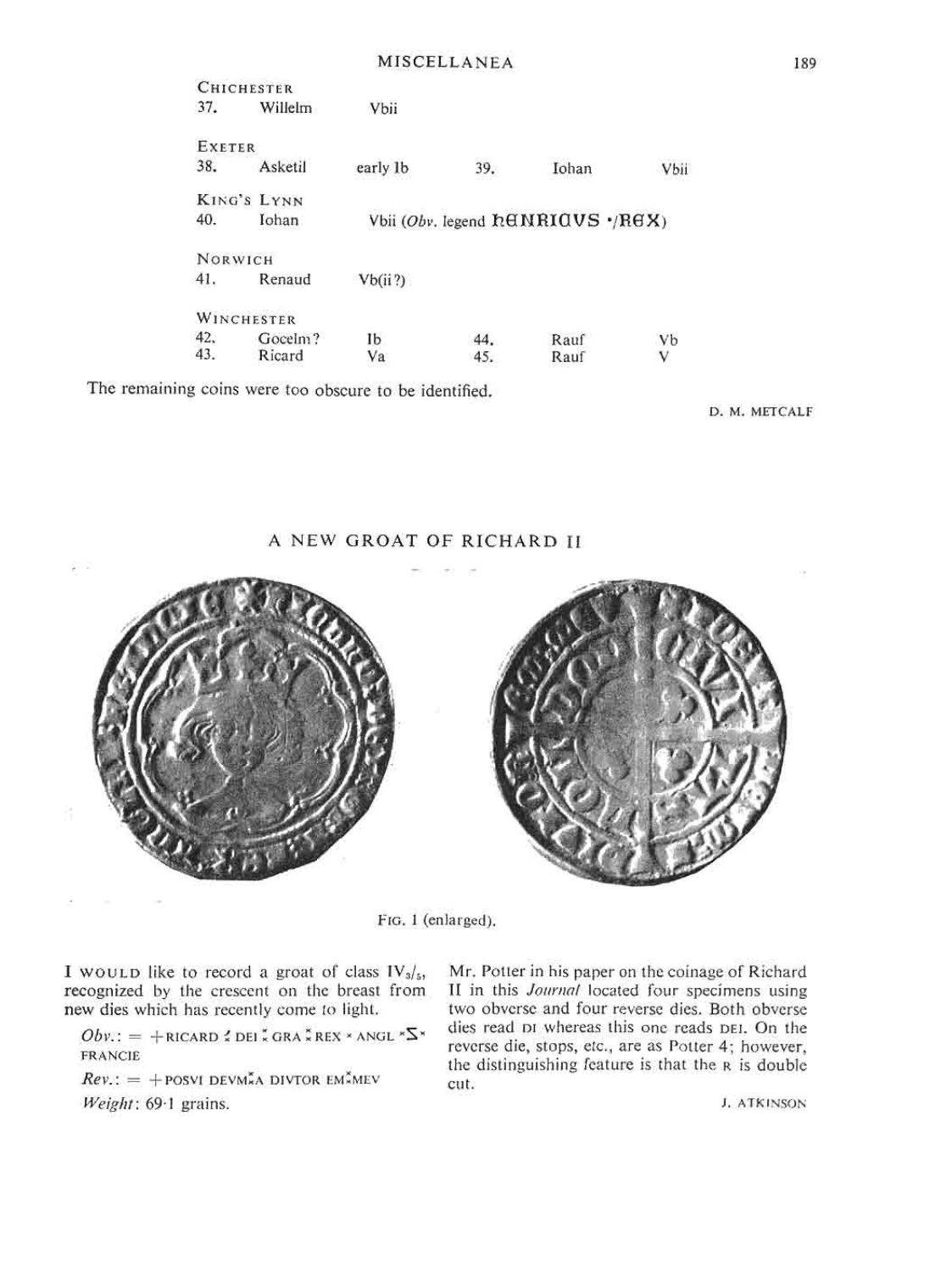CHICHESTER

| | | |
|---|---|---|
| 37. | Willelm | Vbii |

EXETER

| | | | | | |
|---|---|---|---|---|---|
| 38. | Asketil | early Ib | 39. | Iohan | Vbii |

KING'S LYNN

| | | |
|---|---|---|
| 40. | Iohan | Vbii (*Obv.* legend hENRICVS ·/REX) |

NORWICH

| | | |
|---|---|---|
| 41. | Renaud | Vb(ii?) |

WINCHESTER

| | | | | | |
|---|---|---|---|---|---|
| 42. | Gocelm? | Ib | 44. | Rauf | Vb |
| 43. | Ricard | Va | 45. | Rauf | V |

The remaining coins were too obscure to be identified.

D. M. METCALF

## A NEW GROAT OF RICHARD II

FIG. 1 (enlarged).

I WOULD like to record a groat of class $IV_3/_5$, recognized by the crescent on the breast from new dies which has recently come to light.

*Obv.*: = +RICARD ⁑ DEI ⁑ GRA ⁑ REX × ANGL ×Σ× FRANCIE

*Rev.*: = +POSVI DEVM⁑A DIVTOR EM⁑MEV

*Weight*: 69·1 grains.

Mr. Potter in his paper on the coinage of Richard II in this *Journal* located four specimens using two obverse and four reverse dies. Both obverse dies read DI whereas this one reads DEI. On the reverse die, stops, etc., are as Potter 4; however, the distinguishing feature is that the R is double cut.

J. ATKINSON